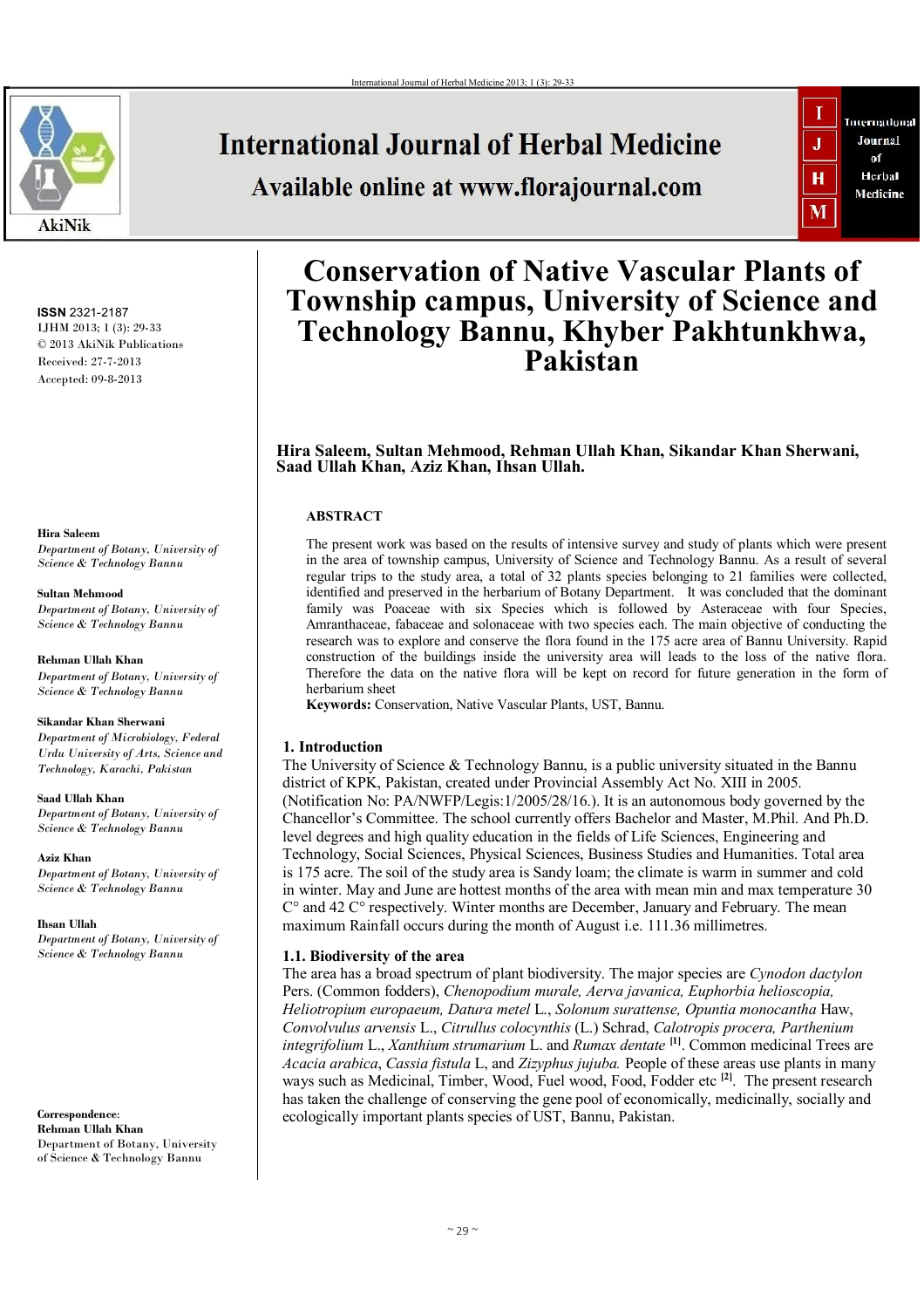# Conservation of Native Vascular Plants of Township campus, University of Science and Technology Bannu, Khyber Pakhtunkhwa, Pakistan

ISSN 2321-2187
IJHM 2013; 1 (3): 29-33
© 2013 AkiNik Publications
Received: 27-7-2013
Accepted: 09-8-2013

**Hira Saleem, Sultan Mehmood, Rehman Ullah Khan, Sikandar Khan Sherwani, Saad Ullah Khan, Aziz Khan, Ihsan Ullah.**

**Hira Saleem**
*Department of Botany, University of Science & Technology Bannu*

**Sultan Mehmood**
*Department of Botany, University of Science & Technology Bannu*

**Rehman Ullah Khan**
*Department of Botany, University of Science & Technology Bannu*

**Sikandar Khan Sherwani**
*Department of Microbiology, Federal Urdu University of Arts, Science and Technology, Karachi, Pakistan*

**Saad Ullah Khan**
*Department of Botany, University of Science & Technology Bannu*

**Aziz Khan**
*Department of Botany, University of Science & Technology Bannu*

**Ihsan Ullah**
*Department of Botany, University of Science & Technology Bannu*

**Correspondence:**
**Rehman Ullah Khan**
Department of Botany, University of Science & Technology Bannu

## ABSTRACT

The present work was based on the results of intensive survey and study of plants which were present in the area of township campus, University of Science and Technology Bannu. As a result of several regular trips to the study area, a total of 32 plants species belonging to 21 families were collected, identified and preserved in the herbarium of Botany Department. It was concluded that the dominant family was Poaceae with six Species which is followed by Asteraceae with four Species, Amranthaceae, fabaceae and solonaceae with two species each. The main objective of conducting the research was to explore and conserve the flora found in the 175 acre area of Bannu University. Rapid construction of the buildings inside the university area will leads to the loss of the native flora. Therefore the data on the native flora will be kept on record for future generation in the form of herbarium sheet

**Keywords:** Conservation, Native Vascular Plants, UST, Bannu.

## 1. Introduction

The University of Science & Technology Bannu, is a public university situated in the Bannu district of KPK, Pakistan, created under Provincial Assembly Act No. XIII in 2005. (Notification No: PA/NWFP/Legis:1/2005/28/16.). It is an autonomous body governed by the Chancellor's Committee. The school currently offers Bachelor and Master, M.Phil. And Ph.D. level degrees and high quality education in the fields of Life Sciences, Engineering and Technology, Social Sciences, Physical Sciences, Business Studies and Humanities. Total area is 175 acre. The soil of the study area is Sandy loam; the climate is warm in summer and cold in winter. May and June are hottest months of the area with mean min and max temperature 30 C° and 42 C° respectively. Winter months are December, January and February. The mean maximum Rainfall occurs during the month of August i.e. 111.36 millimetres.

### 1.1. Biodiversity of the area

The area has a broad spectrum of plant biodiversity. The major species are *Cynodon dactylon* Pers. (Common fodders), *Chenopodium murale, Aerva javanica, Euphorbia helioscopia, Heliotropium europaeum, Datura metel* L., *Solonum surattense, Opuntia monocantha* Haw, *Convolvulus arvensis* L., *Citrullus colocynthis* (L.) Schrad, *Calotropis procera, Parthenium integrifolium* L., *Xanthium strumarium* L. and *Rumax dentate* [1]. Common medicinal Trees are *Acacia arabica*, *Cassia fistula* L, and *Zizyphus jujuba.* People of these areas use plants in many ways such as Medicinal, Timber, Wood, Fuel wood, Food, Fodder etc [2]. The present research has taken the challenge of conserving the gene pool of economically, medicinally, socially and ecologically important plants species of UST, Bannu, Pakistan.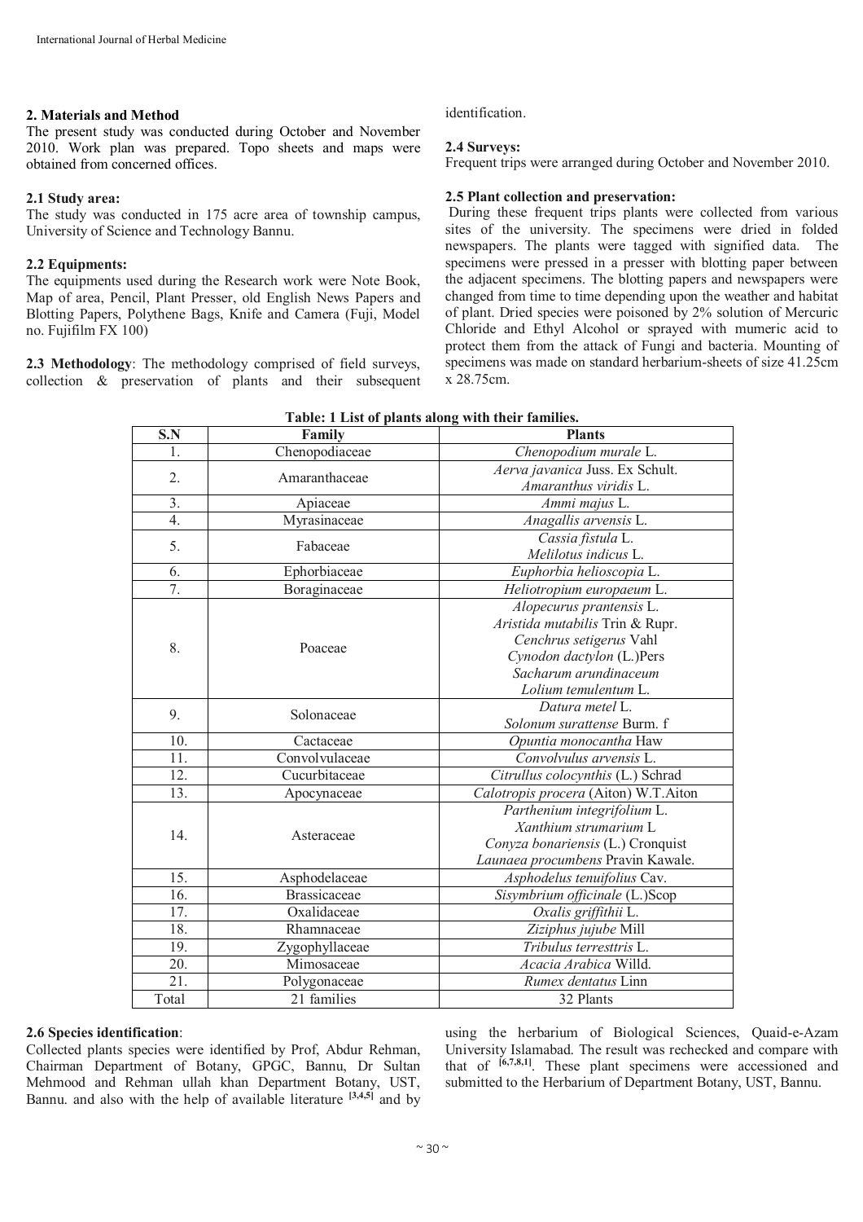## 2. Materials and Method

The present study was conducted during October and November 2010. Work plan was prepared. Topo sheets and maps were obtained from concerned offices.

### 2.1 Study area:

The study was conducted in 175 acre area of township campus, University of Science and Technology Bannu.

### 2.2 Equipments:

The equipments used during the Research work were Note Book, Map of area, Pencil, Plant Presser, old English News Papers and Blotting Papers, Polythene Bags, Knife and Camera (Fuji, Model no. Fujifilm FX 100)

**2.3 Methodology**: The methodology comprised of field surveys, collection & preservation of plants and their subsequent identification.

### 2.4 Surveys:

Frequent trips were arranged during October and November 2010.

### 2.5 Plant collection and preservation:

During these frequent trips plants were collected from various sites of the university. The specimens were dried in folded newspapers. The plants were tagged with signified data. The specimens were pressed in a presser with blotting paper between the adjacent specimens. The blotting papers and newspapers were changed from time to time depending upon the weather and habitat of plant. Dried species were poisoned by 2% solution of Mercuric Chloride and Ethyl Alcohol or sprayed with mumeric acid to protect them from the attack of Fungi and bacteria. Mounting of specimens was made on standard herbarium-sheets of size 41.25cm x 28.75cm.

**Table: 1 List of plants along with their families.**

| S.N | Family | Plants |
|---|---|---|
| 1. | Chenopodiaceae | *Chenopodium murale* L. |
| 2. | Amaranthaceae | *Aerva javanica* Juss. Ex Schult.<br>*Amaranthus viridis* L. |
| 3. | Apiaceae | *Ammi majus* L. |
| 4. | Myrasinaceae | *Anagallis arvensis* L. |
| 5. | Fabaceae | *Cassia fistula* L.<br>*Melilotus indicus* L. |
| 6. | Ephorbiaceae | *Euphorbia helioscopia* L. |
| 7. | Boraginaceae | *Heliotropium europaeum* L. |
| 8. | Poaceae | *Alopecurus prantensis* L.<br>*Aristida mutabilis* Trin & Rupr.<br>*Cenchrus setigerus* Vahl<br>*Cynodon dactylon* (L.)Pers<br>*Sacharum arundinaceum*<br>*Lolium temulentum* L. |
| 9. | Solonaceae | *Datura metel* L.<br>*Solonum surattense* Burm. f |
| 10. | Cactaceae | *Opuntia monocantha* Haw |
| 11. | Convolvulaceae | *Convolvulus arvensis* L. |
| 12. | Cucurbitaceae | *Citrullus colocynthis* (L.) Schrad |
| 13. | Apocynaceae | *Calotropis procera* (Aiton) W.T.Aiton |
| 14. | Asteraceae | *Parthenium integrifolium* L.<br>*Xanthium strumarium* L<br>*Conyza bonariensis* (L.) Cronquist<br>*Launaea procumbens* Pravin Kawale. |
| 15. | Asphodelaceae | *Asphodelus tenuifolius* Cav. |
| 16. | Brassicaceae | *Sisymbrium officinale* (L.)Scop |
| 17. | Oxalidaceae | *Oxalis griffithii* L. |
| 18. | Rhamnaceae | *Ziziphus jujube* Mill |
| 19. | Zygophyllaceae | *Tribulus terresttris* L. |
| 20. | Mimosaceae | *Acacia Arabica* Willd. |
| 21. | Polygonaceae | *Rumex dentatus* Linn |
| Total | 21 families | 32 Plants |

**2.6 Species identification**:

Collected plants species were identified by Prof, Abdur Rehman, Chairman Department of Botany, GPGC, Bannu, Dr Sultan Mehmood and Rehman ullah khan Department Botany, UST, Bannu. and also with the help of available literature [3,4,5] and by using the herbarium of Biological Sciences, Quaid-e-Azam University Islamabad. The result was rechecked and compare with that of [6,7,8,1]. These plant specimens were accessioned and submitted to the Herbarium of Department Botany, UST, Bannu.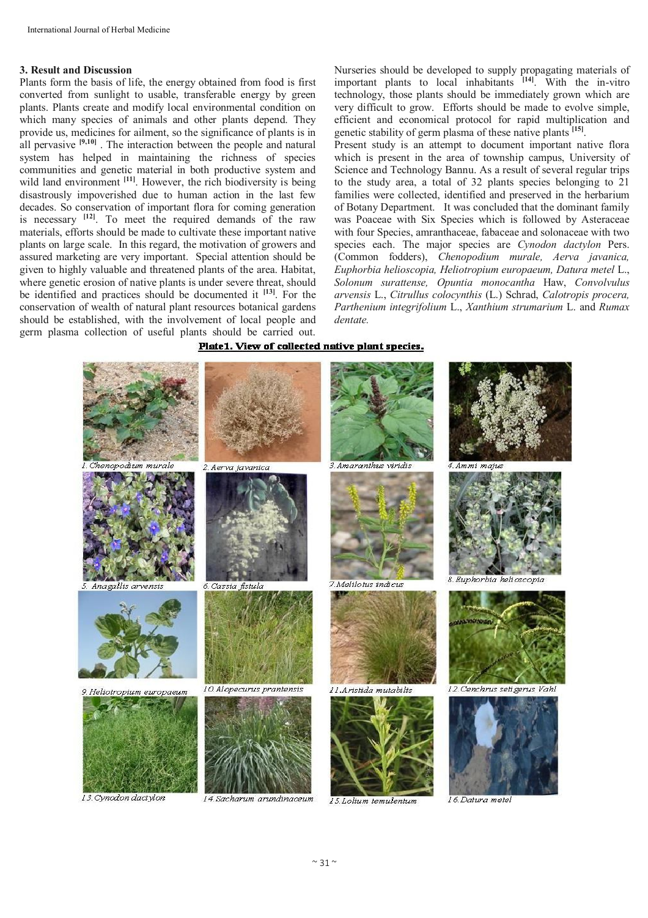## 3. Result and Discussion

Plants form the basis of life, the energy obtained from food is first converted from sunlight to usable, transferable energy by green plants. Plants create and modify local environmental condition on which many species of animals and other plants depend. They provide us, medicines for ailment, so the significance of plants is in all pervasive [9,10] . The interaction between the people and natural system has helped in maintaining the richness of species communities and genetic material in both productive system and wild land environment [11]. However, the rich biodiversity is being disastrously impoverished due to human action in the last few decades. So conservation of important flora for coming generation is necessary [12]. To meet the required demands of the raw materials, efforts should be made to cultivate these important native plants on large scale. In this regard, the motivation of growers and assured marketing are very important. Special attention should be given to highly valuable and threatened plants of the area. Habitat, where genetic erosion of native plants is under severe threat, should be identified and practices should be documented it [13]. For the conservation of wealth of natural plant resources botanical gardens should be established, with the involvement of local people and germ plasma collection of useful plants should be carried out. Nurseries should be developed to supply propagating materials of important plants to local inhabitants [14]. With the in-vitro technology, those plants should be immediately grown which are very difficult to grow. Efforts should be made to evolve simple, efficient and economical protocol for rapid multiplication and genetic stability of germ plasma of these native plants [15].

Present study is an attempt to document important native flora which is present in the area of township campus, University of Science and Technology Bannu. As a result of several regular trips to the study area, a total of 32 plants species belonging to 21 families were collected, identified and preserved in the herbarium of Botany Department. It was concluded that the dominant family was Poaceae with Six Species which is followed by Asteraceae with four Species, amranthaceae, fabaceae and solonaceae with two species each. The major species are *Cynodon dactylon* Pers. (Common fodders), *Chenopodium murale, Aerva javanica, Euphorbia helioscopia, Heliotropium europaeum, Datura metel* L., *Solonum surattense, Opuntia monocantha* Haw, *Convolvulus arvensis* L., *Citrullus colocynthis* (L.) Schrad, *Calotropis procera, Parthenium integrifolium* L., *Xanthium strumarium* L. and *Rumax dentate.*

**Plate1. View of collected native plant species.**

1. *Chenopodium murale* 2. *Aerva javanica* 3. *Amaranthus viridis* 4. *Ammi majus* 5. *Anagallis arvensis* 6. *Cassia fistula* 7. *Melilotus indicus* 8. *Euphorbia helioscopia* 9. *Heliotropium europaeum* 10. *Alopecurus prantensis* 11. *Aristida mutabilis* 12. *Cenchrus setigerus* Vahl 13. *Cynodon dactylon* 14. *Sacharum arundinaceum* 15. *Lolium temulentum* 16. *Datura metel*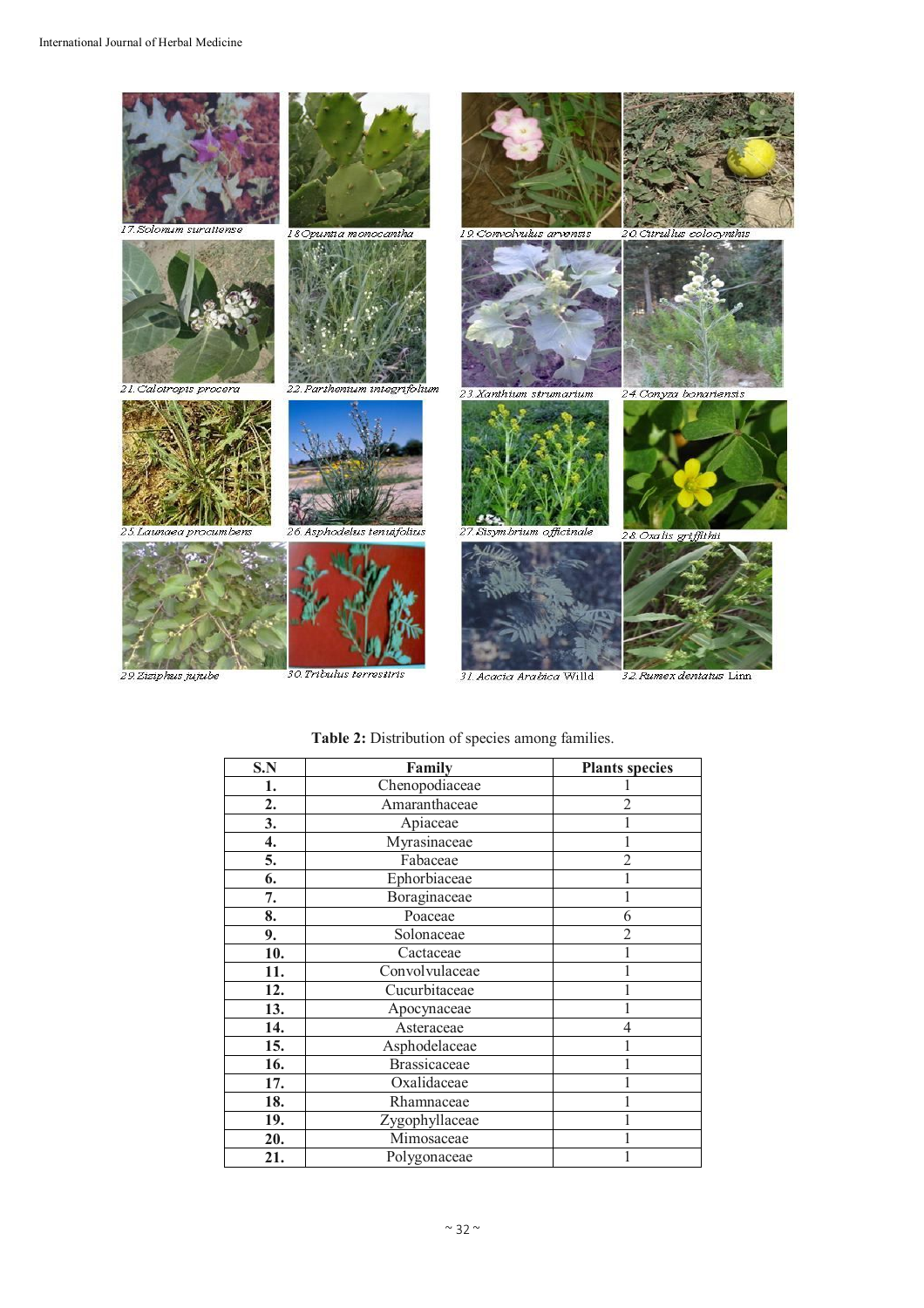17.*Solanum surattense*

18.*Opuntia monocantha*

19.*Convolvulus arvensis*

20.*Citrullus colocynthis*

21.*Calotropis procera*

22.*Parthenium integrifolium*

23.*Xanthium strumarium*

24.*Conyza bonariensis*

25.*Launaea procumbens*

26.*Asphodelus tenuifolius*

27.*Sisymbrium officinale*

28.*Oxalis griffithii*

29.*Ziziphus jujube*

30.*Tribulus terrestiris*

31.*Acacia Arabica* Willd

32.*Rumex dentatus* Linn

**Table 2:** Distribution of species among families.

| S.N | Family | Plants species |
|---|---|---|
| **1.** | Chenopodiaceae | 1 |
| **2.** | Amaranthaceae | 2 |
| **3.** | Apiaceae | 1 |
| **4.** | Myrasinaceae | 1 |
| **5.** | Fabaceae | 2 |
| **6.** | Ephorbiaceae | 1 |
| **7.** | Boraginaceae | 1 |
| **8.** | Poaceae | 6 |
| **9.** | Solonaceae | 2 |
| **10.** | Cactaceae | 1 |
| **11.** | Convolvulaceae | 1 |
| **12.** | Cucurbitaceae | 1 |
| **13.** | Apocynaceae | 1 |
| **14.** | Asteraceae | 4 |
| **15.** | Asphodelaceae | 1 |
| **16.** | Brassicaceae | 1 |
| **17.** | Oxalidaceae | 1 |
| **18.** | Rhamnaceae | 1 |
| **19.** | Zygophyllaceae | 1 |
| **20.** | Mimosaceae | 1 |
| **21.** | Polygonaceae | 1 |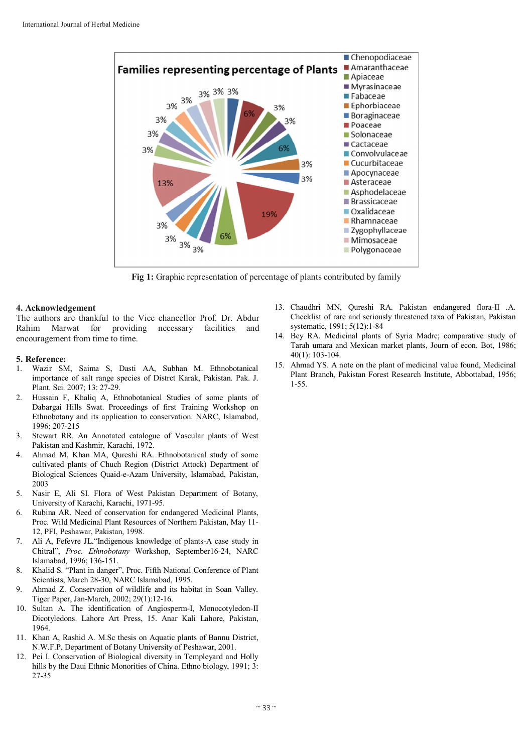Families representing percentage of Plants

Chenopodiaceae
Amaranthaceae
Apiaceae
Myrasinaceae
Fabaceae
Ephorbiaceae
Boraginaceae
Poaceae
Solonaceae
Cactaceae
Convolvulaceae
Cucurbitaceae
Apocynaceae
Asteraceae
Asphodelaceae
Brassicaceae
Oxalidaceae
Rhamnaceae
Zygophyllaceae
Mimosaceae
Polygonaceae

3% 6% 3% 3% 6% 3% 3% 19% 6% 3% 3% 3% 3% 13% 3% 3% 3% 3% 3% 3% 3%

**Fig 1:** Graphic representation of percentage of plants contributed by family

## 4. Acknowledgement

The authors are thankful to the Vice chancellor Prof. Dr. Abdur Rahim Marwat for providing necessary facilities and encouragement from time to time.

## 5. Reference:

1. Wazir SM, Saima S, Dasti AA, Subhan M. Ethnobotanical importance of salt range species of Distrct Karak, Pakistan. Pak. J. Plant. Sci. 2007; 13: 27-29.
2. Hussain F, Khaliq A, Ethnobotanical Studies of some plants of Dabargai Hills Swat. Proceedings of first Training Workshop on Ethnobotany and its application to conservation. NARC, Islamabad, 1996; 207-215
3. Stewart RR. An Annotated catalogue of Vascular plants of West Pakistan and Kashmir, Karachi, 1972.
4. Ahmad M, Khan MA, Qureshi RA. Ethnobotanical study of some cultivated plants of Chuch Region (District Attock) Department of Biological Sciences Quaid-e-Azam University, Islamabad, Pakistan, 2003
5. Nasir E, Ali SI. Flora of West Pakistan Department of Botany, University of Karachi, Karachi, 1971-95.
6. Rubina AR. Need of conservation for endangered Medicinal Plants, Proc. Wild Medicinal Plant Resources of Northern Pakistan, May 11-12, PFI, Peshawar, Pakistan, 1998.
7. Ali A, Fefevre JL."Indigenous knowledge of plants-A case study in Chitral", *Proc. Ethnobotany* Workshop, September16-24, NARC Islamabad, 1996; 136-151.
8. Khalid S. "Plant in danger", Proc. Fifth National Conference of Plant Scientists, March 28-30, NARC Islamabad, 1995.
9. Ahmad Z. Conservation of wildlife and its habitat in Soan Valley. Tiger Paper, Jan-March, 2002; 29(1):12-16.
10. Sultan A. The identification of Angiosperm-I, Monocotyledon-II Dicotyledons. Lahore Art Press, 15. Anar Kali Lahore, Pakistan, 1964.
11. Khan A, Rashid A. M.Sc thesis on Aquatic plants of Bannu District, N.W.F.P, Department of Botany University of Peshawar, 2001.
12. Pei I. Conservation of Biological diversity in Templeyard and Holly hills by the Daui Ethnic Monorities of China. Ethno biology, 1991; 3: 27-35
13. Chaudhri MN, Qureshi RA. Pakistan endangered flora-II .A. Checklist of rare and seriously threatened taxa of Pakistan, Pakistan systematic, 1991; 5(12):1-84
14. Bey RA. Medicinal plants of Syria Madrc; comparative study of Tarah umara and Mexican market plants, Journ of econ. Bot, 1986; 40(1): 103-104.
15. Ahmad YS. A note on the plant of medicinal value found, Medicinal Plant Branch, Pakistan Forest Research Institute, Abbottabad, 1956; 1-55.